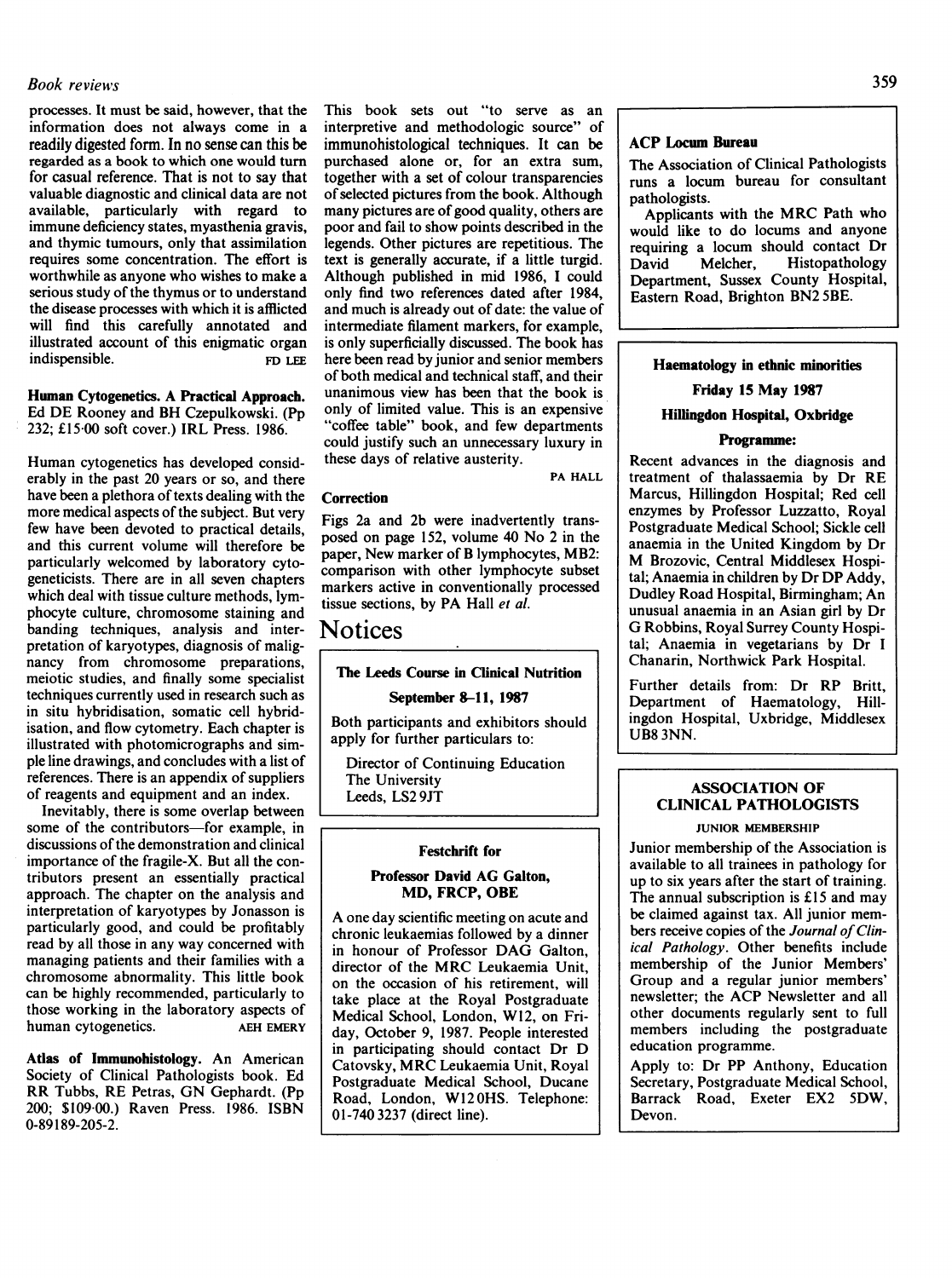processes. It must be said, however, that the information does not always come in a readily digested form. In no sense can this be regarded as a book to which one would turn for casual reference. That is not to say that valuable diagnostic and clinical data are not available, particularly with regard to immune deficiency states, myasthenia gravis, and thymic tumours, only that assimilation requires some concentration. The effort is worthwhile as anyone who wishes to make a serious study of the thymus or to understand the disease processes with which it is afflicted will find this carefully annotated and illustrated account of this enigmatic organ indispensible.

FD LEE

**Human Cytogenetics. A Practical Approach.** Ed DE Rooney and BH Czepulkowski. (Pp 232; £15·00 soft cover.) IRL Press. 1986.

Human cytogenetics has developed considerably in the past 20 years or so, and there have been a plethora of texts dealing with the more medical aspects of the subject. But very few have been devoted to practical details, and this current volume will therefore be particularly welcomed by laboratory cytogeneticists. There are in all seven chapters which deal with tissue culture methods, lymphocyte culture, chromosome staining and banding techniques, analysis and interpretation of karyotypes, diagnosis of malignancy from chromosome preparations, meiotic studies, and finally some specialist techniques currently used in research such as in situ hybridisation, somatic cell hybridisation, and flow cytometry. Each chapter is illustrated with photomicrographs and simple line drawings, and concludes with a list of references. There is an appendix of suppliers of reagents and equipment and an index.

Inevitably, there is some overlap between some of the contributors—for example, in discussions of the demonstration and clinical importance of the fragile-X. But all the contributors present an essentially practical approach. The chapter on the analysis and interpretation of karyotypes by Jonasson is particularly good, and could be profitably read by all those in any way concerned with managing patients and their families with a chromosome abnormality. This little book can be highly recommended, particularly to those working in the laboratory aspects of human cytogenetics.

AEH EMERY

**Atlas of Immunohistology.** An American Society of Clinical Pathologists book. Ed RR Tubbs, RE Petras, GN Gephardt. (Pp 200; $109·00.) Raven Press. 1986. ISBN 0-89189-205-2.

This book sets out "to serve as an interpretive and methodologic source" of immunohistological techniques. It can be purchased alone or, for an extra sum, together with a set of colour transparencies of selected pictures from the book. Although many pictures are of good quality, others are poor and fail to show points described in the legends. Other pictures are repetitious. The text is generally accurate, if a little turgid. Although published in mid 1986, I could only find two references dated after 1984, and much is already out of date: the value of intermediate filament markers, for example, is only superficially discussed. The book has here been read by junior and senior members of both medical and technical staff, and their unanimous view has been that the book is only of limited value. This is an expensive "coffee table" book, and few departments could justify such an unnecessary luxury in these days of relative austerity.

PA HALL

### Correction

Figs 2a and 2b were inadvertently transposed on page 152, volume 40 No 2 in the paper, New marker of B lymphocytes, MB2: comparison with other lymphocyte subset markers active in conventionally processed tissue sections, by PA Hall *et al.*

# Notices

**The Leeds Course in Clinical Nutrition**

**September 8–11, 1987**

Both participants and exhibitors should apply for further particulars to:

Director of Continuing Education
The University
Leeds, LS2 9JT

**Festchrift for**

**Professor David AG Galton, MD, FRCP, OBE**

A one day scientific meeting on acute and chronic leukaemias followed by a dinner in honour of Professor DAG Galton, director of the MRC Leukaemia Unit, on the occasion of his retirement, will take place at the Royal Postgraduate Medical School, London, W12, on Friday, October 9, 1987. People interested in participating should contact Dr D Catovsky, MRC Leukaemia Unit, Royal Postgraduate Medical School, Ducane Road, London, W12 0HS. Telephone: 01-740 3237 (direct line).

**ACP Locum Bureau**

The Association of Clinical Pathologists runs a locum bureau for consultant pathologists.

Applicants with the MRC Path who would like to do locums and anyone requiring a locum should contact Dr David Melcher, Histopathology Department, Sussex County Hospital, Eastern Road, Brighton BN2 5BE.

**Haematology in ethnic minorities**

**Friday 15 May 1987**

**Hillingdon Hospital, Oxbridge**

**Programme:**

Recent advances in the diagnosis and treatment of thalassaemia by Dr RE Marcus, Hillingdon Hospital; Red cell enzymes by Professor Luzzatto, Royal Postgraduate Medical School; Sickle cell anaemia in the United Kingdom by Dr M Brozovic, Central Middlesex Hospital; Anaemia in children by Dr DP Addy, Dudley Road Hospital, Birmingham; An unusual anaemia in an Asian girl by Dr G Robbins, Royal Surrey County Hospital; Anaemia in vegetarians by Dr I Chanarin, Northwick Park Hospital.

Further details from: Dr RP Britt, Department of Haematology, Hillingdon Hospital, Uxbridge, Middlesex UB8 3NN.

**ASSOCIATION OF CLINICAL PATHOLOGISTS**

**JUNIOR MEMBERSHIP**

Junior membership of the Association is available to all trainees in pathology for up to six years after the start of training. The annual subscription is £15 and may be claimed against tax. All junior members receive copies of the *Journal of Clinical Pathology*. Other benefits include membership of the Junior Members' Group and a regular junior members' newsletter; the ACP Newsletter and all other documents regularly sent to full members including the postgraduate education programme.

Apply to: Dr PP Anthony, Education Secretary, Postgraduate Medical School, Barrack Road, Exeter EX2 5DW, Devon.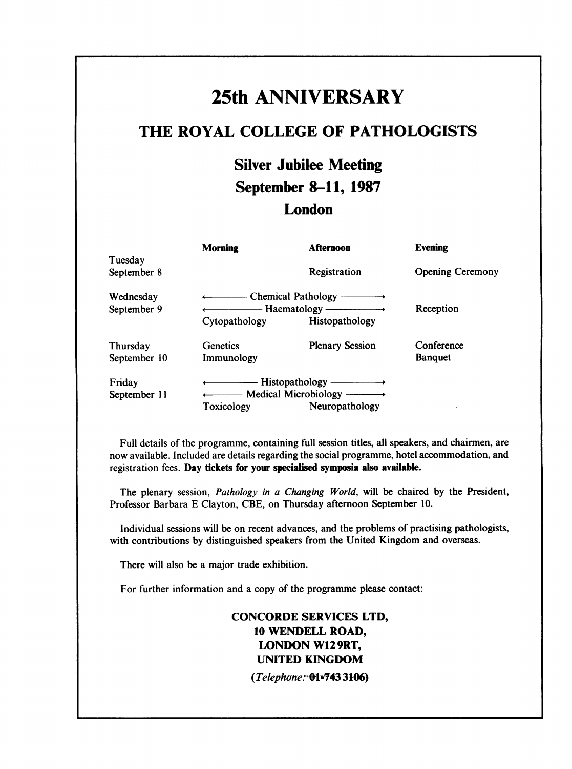# 25th ANNIVERSARY

## THE ROYAL COLLEGE OF PATHOLOGISTS

### Silver Jubilee Meeting
### September 8–11, 1987
### London

| | Morning | Afternoon | Evening |
|---|---|---|---|
| Tuesday September 8 | | Registration | Opening Ceremony |
| Wednesday September 9 | ←—— Chemical Pathology ——→<br>←—— Haematology ——→<br>Cytopathology | Histopathology | Reception |
| Thursday September 10 | Genetics<br>Immunology | Plenary Session | Conference Banquet |
| Friday September 11 | ←—— Histopathology ——→<br>←—— Medical Microbiology ——→<br>Toxicology | Neuropathology | |

Full details of the programme, containing full session titles, all speakers, and chairmen, are now available. Included are details regarding the social programme, hotel accommodation, and registration fees. **Day tickets for your specialised symposia also available.**

The plenary session, *Pathology in a Changing World*, will be chaired by the President, Professor Barbara E Clayton, CBE, on Thursday afternoon September 10.

Individual sessions will be on recent advances, and the problems of practising pathologists, with contributions by distinguished speakers from the United Kingdom and overseas.

There will also be a major trade exhibition.

For further information and a copy of the programme please contact:

**CONCORDE SERVICES LTD,**
**10 WENDELL ROAD,**
**LONDON W12 9RT,**
**UNITED KINGDOM**
(*Telephone:* **01-743 3106**)